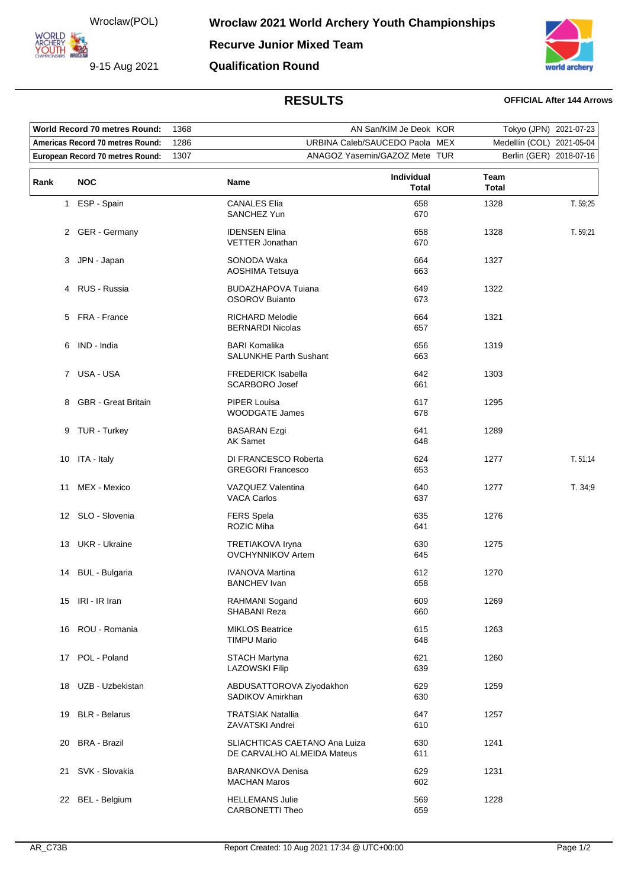Wroclaw(POL)

9-15 Aug 2021

# Wroclaw 2021 World Archery Youth Championships

## Recurve Junior Mixed Team

## Qualification Round

### RESULTS

**OFFICIAL After 144 Arrows**

| | | | |
|---|---|---|---|
| **World Record 70 metres Round:** | 1368 | AN San/KIM Je Deok KOR | Tokyo (JPN) 2021-07-23 |
| **Americas Record 70 metres Round:** | 1286 | URBINA Caleb/SAUCEDO Paola MEX | Medellín (COL) 2021-05-04 |
| **European Record 70 metres Round:** | 1307 | ANAGOZ Yasemin/GAZOZ Mete TUR | Berlin (GER) 2018-07-16 |

| Rank | NOC | Name | Individual Total | Team Total | |
|---|---|---|---|---|---|
| 1 | ESP - Spain | CANALES Elia<br>SANCHEZ Yun | 658<br>670 | 1328 | T. 59;25 |
| 2 | GER - Germany | IDENSEN Elina<br>VETTER Jonathan | 658<br>670 | 1328 | T. 59;21 |
| 3 | JPN - Japan | SONODA Waka<br>AOSHIMA Tetsuya | 664<br>663 | 1327 | |
| 4 | RUS - Russia | BUDAZHAPOVA Tuiana<br>OSOROV Buianto | 649<br>673 | 1322 | |
| 5 | FRA - France | RICHARD Melodie<br>BERNARDI Nicolas | 664<br>657 | 1321 | |
| 6 | IND - India | BARI Komalika<br>SALUNKHE Parth Sushant | 656<br>663 | 1319 | |
| 7 | USA - USA | FREDERICK Isabella<br>SCARBORO Josef | 642<br>661 | 1303 | |
| 8 | GBR - Great Britain | PIPER Louisa<br>WOODGATE James | 617<br>678 | 1295 | |
| 9 | TUR - Turkey | BASARAN Ezgi<br>AK Samet | 641<br>648 | 1289 | |
| 10 | ITA - Italy | DI FRANCESCO Roberta<br>GREGORI Francesco | 624<br>653 | 1277 | T. 51;14 |
| 11 | MEX - Mexico | VAZQUEZ Valentina<br>VACA Carlos | 640<br>637 | 1277 | T. 34;9 |
| 12 | SLO - Slovenia | FERS Spela<br>ROZIC Miha | 635<br>641 | 1276 | |
| 13 | UKR - Ukraine | TRETIAKOVA Iryna<br>OVCHYNNIKOV Artem | 630<br>645 | 1275 | |
| 14 | BUL - Bulgaria | IVANOVA Martina<br>BANCHEV Ivan | 612<br>658 | 1270 | |
| 15 | IRI - IR Iran | RAHMANI Sogand<br>SHABANI Reza | 609<br>660 | 1269 | |
| 16 | ROU - Romania | MIKLOS Beatrice<br>TIMPU Mario | 615<br>648 | 1263 | |
| 17 | POL - Poland | STACH Martyna<br>LAZOWSKI Filip | 621<br>639 | 1260 | |
| 18 | UZB - Uzbekistan | ABDUSATTOROVA Ziyodakhon<br>SADIKOV Amirkhan | 629<br>630 | 1259 | |
| 19 | BLR - Belarus | TRATSIAK Natallia<br>ZAVATSKI Andrei | 647<br>610 | 1257 | |
| 20 | BRA - Brazil | SLIACHTICAS CAETANO Ana Luiza<br>DE CARVALHO ALMEIDA Mateus | 630<br>611 | 1241 | |
| 21 | SVK - Slovakia | BARANKOVA Denisa<br>MACHAN Maros | 629<br>602 | 1231 | |
| 22 | BEL - Belgium | HELLEMANS Julie<br>CARBONETTI Theo | 569<br>659 | 1228 | |

AR_C73B Report Created: 10 Aug 2021 17:34 @ UTC+00:00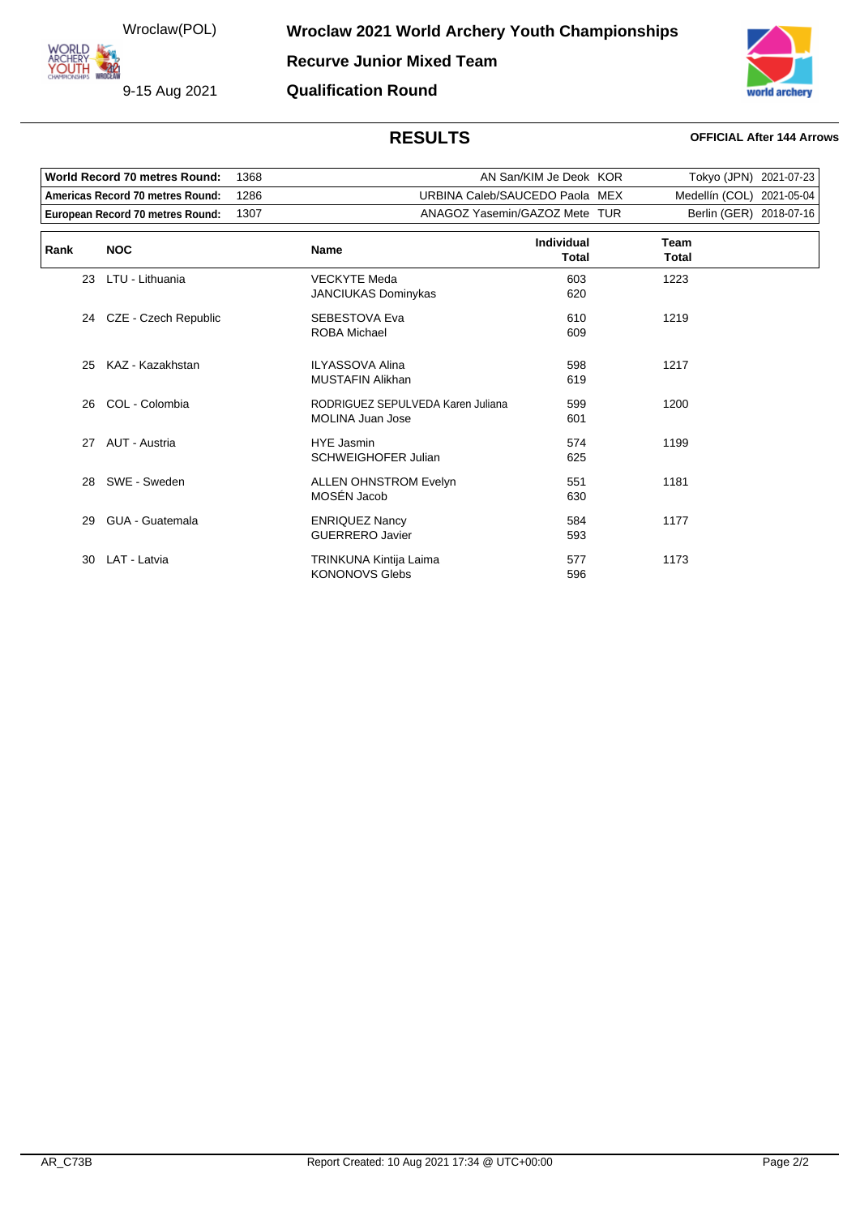Wroclaw(POL)

9-15 Aug 2021

# Wroclaw 2021 World Archery Youth Championships

## Recurve Junior Mixed Team

## Qualification Round

## RESULTS

**OFFICIAL After 144 Arrows**

| | | | |
|---|---|---|---|
| **World Record 70 metres Round:** | 1368 | AN San/KIM Je Deok KOR | Tokyo (JPN) 2021-07-23 |
| **Americas Record 70 metres Round:** | 1286 | URBINA Caleb/SAUCEDO Paola MEX | Medellín (COL) 2021-05-04 |
| **European Record 70 metres Round:** | 1307 | ANAGOZ Yasemin/GAZOZ Mete TUR | Berlin (GER) 2018-07-16 |

| Rank | NOC | Name | Individual Total | Team Total |
|---|---|---|---|---|
| 23 | LTU - Lithuania | VECKYTE Meda<br>JANCIUKAS Dominykas | 603<br>620 | 1223 |
| 24 | CZE - Czech Republic | SEBESTOVA Eva<br>ROBA Michael | 610<br>609 | 1219 |
| 25 | KAZ - Kazakhstan | ILYASSOVA Alina<br>MUSTAFIN Alikhan | 598<br>619 | 1217 |
| 26 | COL - Colombia | RODRIGUEZ SEPULVEDA Karen Juliana<br>MOLINA Juan Jose | 599<br>601 | 1200 |
| 27 | AUT - Austria | HYE Jasmin<br>SCHWEIGHOFER Julian | 574<br>625 | 1199 |
| 28 | SWE - Sweden | ALLEN OHNSTROM Evelyn<br>MOSÉN Jacob | 551<br>630 | 1181 |
| 29 | GUA - Guatemala | ENRIQUEZ Nancy<br>GUERRERO Javier | 584<br>593 | 1177 |
| 30 | LAT - Latvia | TRINKUNA Kintija Laima<br>KONONOVS Glebs | 577<br>596 | 1173 |

AR_C73B

Report Created: 10 Aug 2021 17:34 @ UTC+00:00